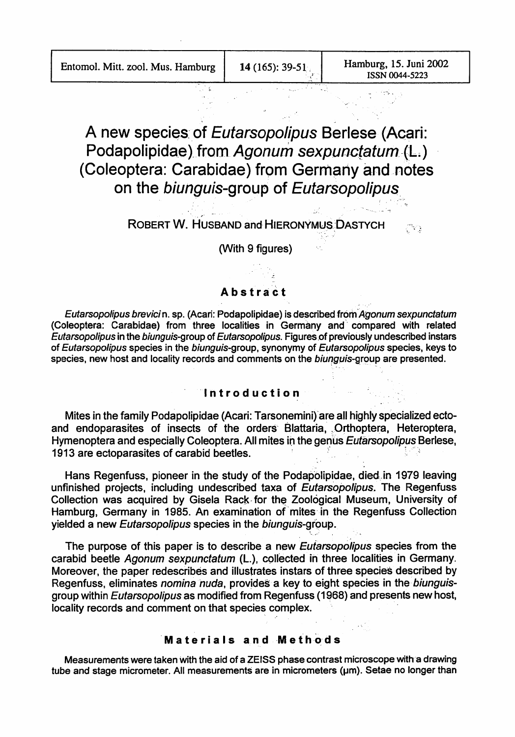# A new species of *Eutarsopolipus* Berlese (Acari: Podapolipidae) from *Agonum sexpunctatum* (L.) (Coleoptera: Carabidae) from Germany and notes on the *biunguis*-group of *Eutarsopolipus*

ROBERT W. HUSBAND and HIERONYMUS DASTYCH

(With 9 figures)

## Abstract

*Eutarsopolipus brevici* n. sp. (Acari: Podapolipidae) is described from *Agonum sexpunctatum* (Coleoptera: Carabidae) from three localities in Germany and compared with related *Eutarsopolipus* in the *biunguis*-group of *Eutarsopolipus*. Figures of previously undescribed instars of *Eutarsopolipus* species in the *biunguis*-group, synonymy of *Eutarsopolipus* species, keys to species, new host and locality records and comments on the *biunguis*-group are presented.

## Introduction

Mites in the family Podapolipidae (Acari: Tarsonemini) are all highly specialized ecto- and endoparasites of insects of the orders Blattaria, Orthoptera, Heteroptera, Hymenoptera and especially Coleoptera. All mites in the genus *Eutarsopolipus* Berlese, 1913 are ectoparasites of carabid beetles.

Hans Regenfuss, pioneer in the study of the Podapolipidae, died in 1979 leaving unfinished projects, including undescribed taxa of *Eutarsopolipus*. The Regenfuss Collection was acquired by Gisela Rack for the Zoological Museum, University of Hamburg, Germany in 1985. An examination of mites in the Regenfuss Collection yielded a new *Eutarsopolipus* species in the *biunguis*-group.

The purpose of this paper is to describe a new *Eutarsopolipus* species from the carabid beetle *Agonum sexpunctatum* (L.), collected in three localities in Germany. Moreover, the paper redescribes and illustrates instars of three species described by Regenfuss, eliminates *nomina nuda*, provides a key to eight species in the *biunguis*-group within *Eutarsopolipus* as modified from Regenfuss (1968) and presents new host, locality records and comment on that species complex.

## Materials and Methods

Measurements were taken with the aid of a ZEISS phase contrast microscope with a drawing tube and stage micrometer. All measurements are in micrometers (µm). Setae no longer than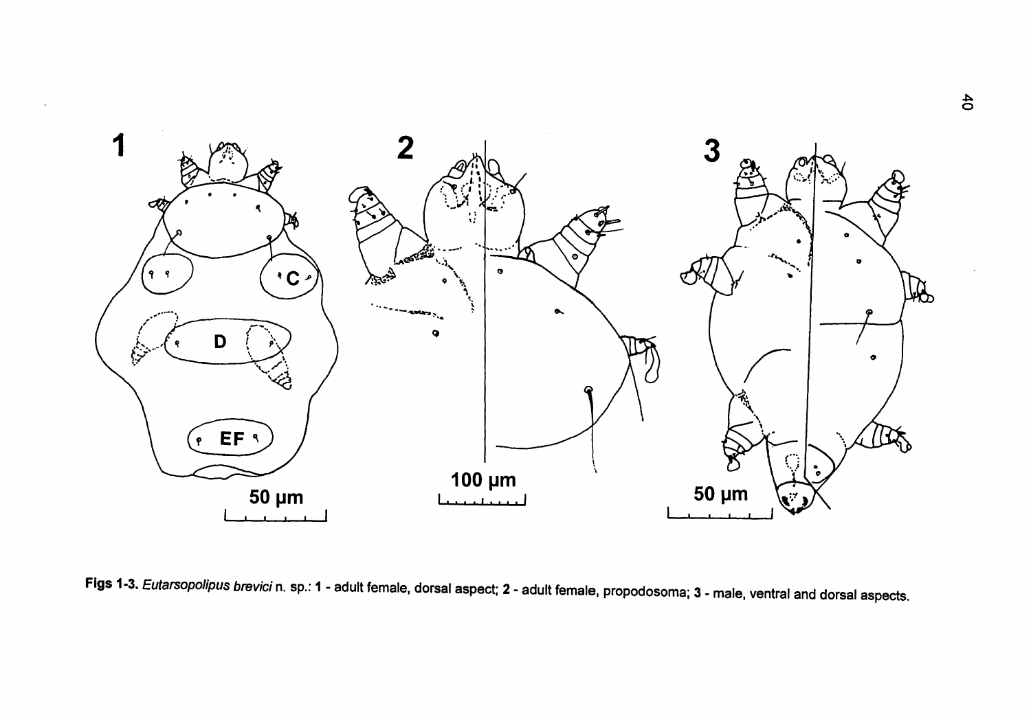**Figs 1-3.** *Eutarsopolipus brevici* n. sp.: **1** - adult female, dorsal aspect; **2** - adult female, propodosoma; **3** - male, ventral and dorsal aspects.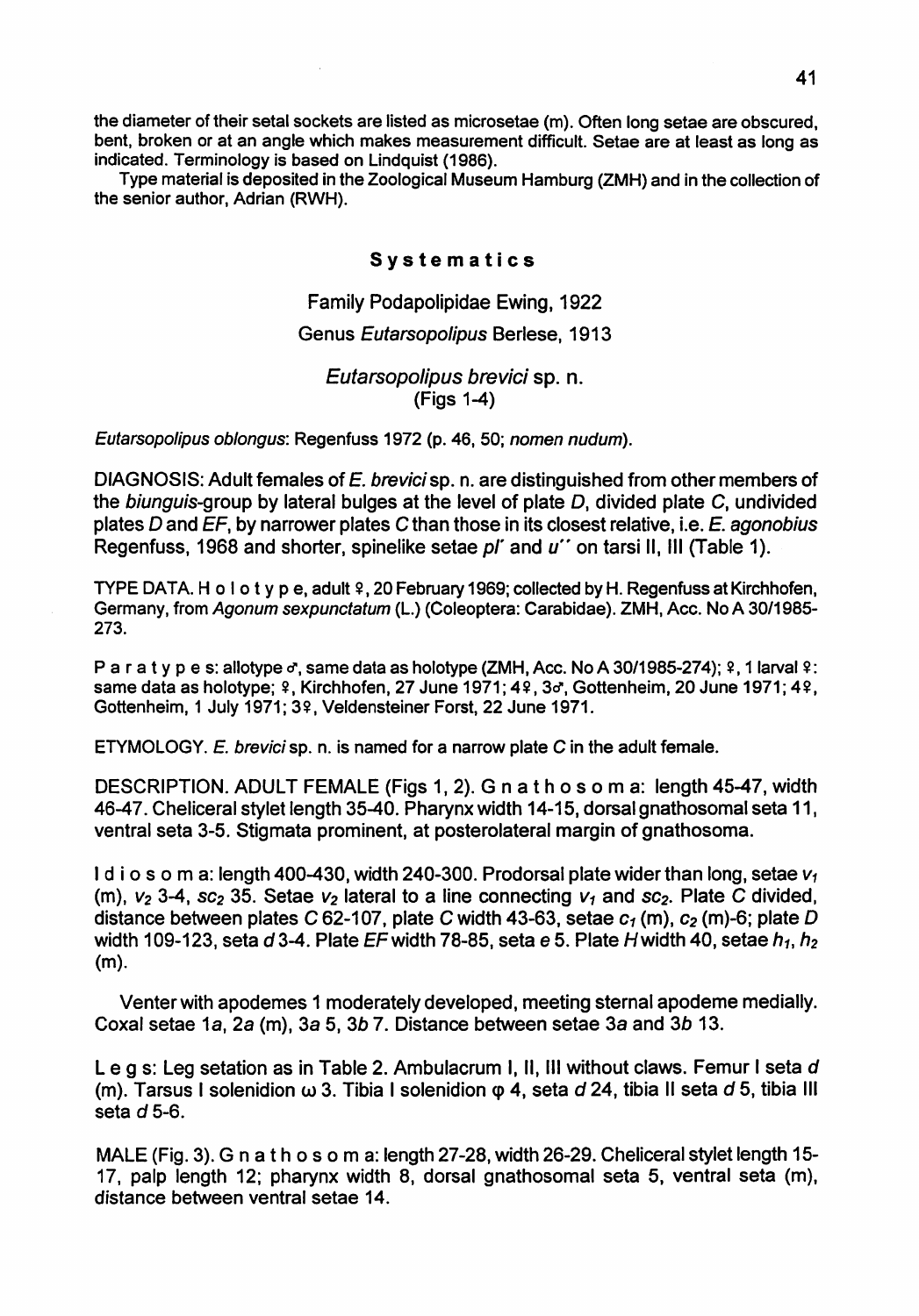the diameter of their setal sockets are listed as microsetae (m). Often long setae are obscured, bent, broken or at an angle which makes measurement difficult. Setae are at least as long as indicated. Terminology is based on Lindquist (1986).

Type material is deposited in the Zoological Museum Hamburg (ZMH) and in the collection of the senior author, Adrian (RWH).

## Systematics

### Family Podapolipidae Ewing, 1922

### Genus *Eutarsopolipus* Berlese, 1913

### *Eutarsopolipus brevici* sp. n.
(Figs 1-4)

*Eutarsopolipus oblongus*: Regenfuss 1972 (p. 46, 50; *nomen nudum*).

DIAGNOSIS: Adult females of *E. brevici* sp. n. are distinguished from other members of the *biunguis*-group by lateral bulges at the level of plate *D*, divided plate *C*, undivided plates *D* and *EF*, by narrower plates *C* than those in its closest relative, i.e. *E. agonobius* Regenfuss, 1968 and shorter, spinelike setae *pl′* and *u′′* on tarsi II, III (Table 1).

TYPE DATA. H o l o t y p e, adult ♀, 20 February 1969; collected by H. Regenfuss at Kirchhofen, Germany, from *Agonum sexpunctatum* (L.) (Coleoptera: Carabidae). ZMH, Acc. No A 30/1985-273.

P a r a t y p e s: allotype ♂, same data as holotype (ZMH, Acc. No A 30/1985-274); ♀, 1 larval ♀: same data as holotype; ♀, Kirchhofen, 27 June 1971; 4♀, 3♂, Gottenheim, 20 June 1971; 4♀, Gottenheim, 1 July 1971; 3♀, Veldensteiner Forst, 22 June 1971.

ETYMOLOGY. *E. brevici* sp. n. is named for a narrow plate *C* in the adult female.

DESCRIPTION. ADULT FEMALE (Figs 1, 2). G n a t h o s o m a: length 45-47, width 46-47. Cheliceral stylet length 35-40. Pharynx width 14-15, dorsal gnathosomal seta 11, ventral seta 3-5. Stigmata prominent, at posterolateral margin of gnathosoma.

I d i o s o m a: length 400-430, width 240-300. Prodorsal plate wider than long, setae $v_1$ (m), $v_2$ 3-4, $sc_2$ 35. Setae $v_2$ lateral to a line connecting $v_1$ and $sc_2$. Plate *C* divided, distance between plates *C* 62-107, plate *C* width 43-63, setae $c_1$ (m), $c_2$ (m)-6; plate *D* width 109-123, seta *d* 3-4. Plate *EF* width 78-85, seta *e* 5. Plate *H* width 40, setae $h_1$, $h_2$ (m).

Venter with apodemes 1 moderately developed, meeting sternal apodeme medially. Coxal setae *1a*, *2a* (m), *3a* 5, *3b* 7. Distance between setae *3a* and *3b* 13.

L e g s: Leg setation as in Table 2. Ambulacrum I, II, III without claws. Femur I seta *d* (m). Tarsus I solenidion ω 3. Tibia I solenidion φ 4, seta *d* 24, tibia II seta *d* 5, tibia III seta *d* 5-6.

MALE (Fig. 3). G n a t h o s o m a: length 27-28, width 26-29. Cheliceral stylet length 15-17, palp length 12; pharynx width 8, dorsal gnathosomal seta 5, ventral seta (m), distance between ventral setae 14.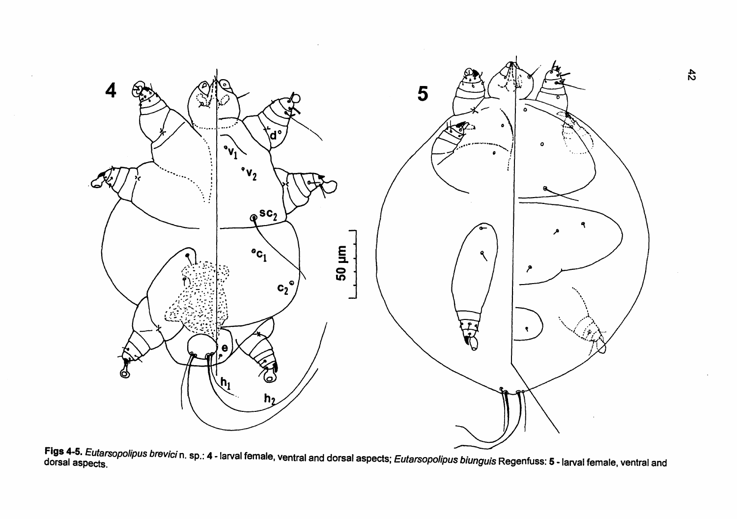**Figs 4-5.** *Eutarsopolipus brevici* n. sp.: **4** - larval female, ventral and dorsal aspects; *Eutarsopolipus biunguis* Regenfuss: **5** - larval female, ventral and dorsal aspects.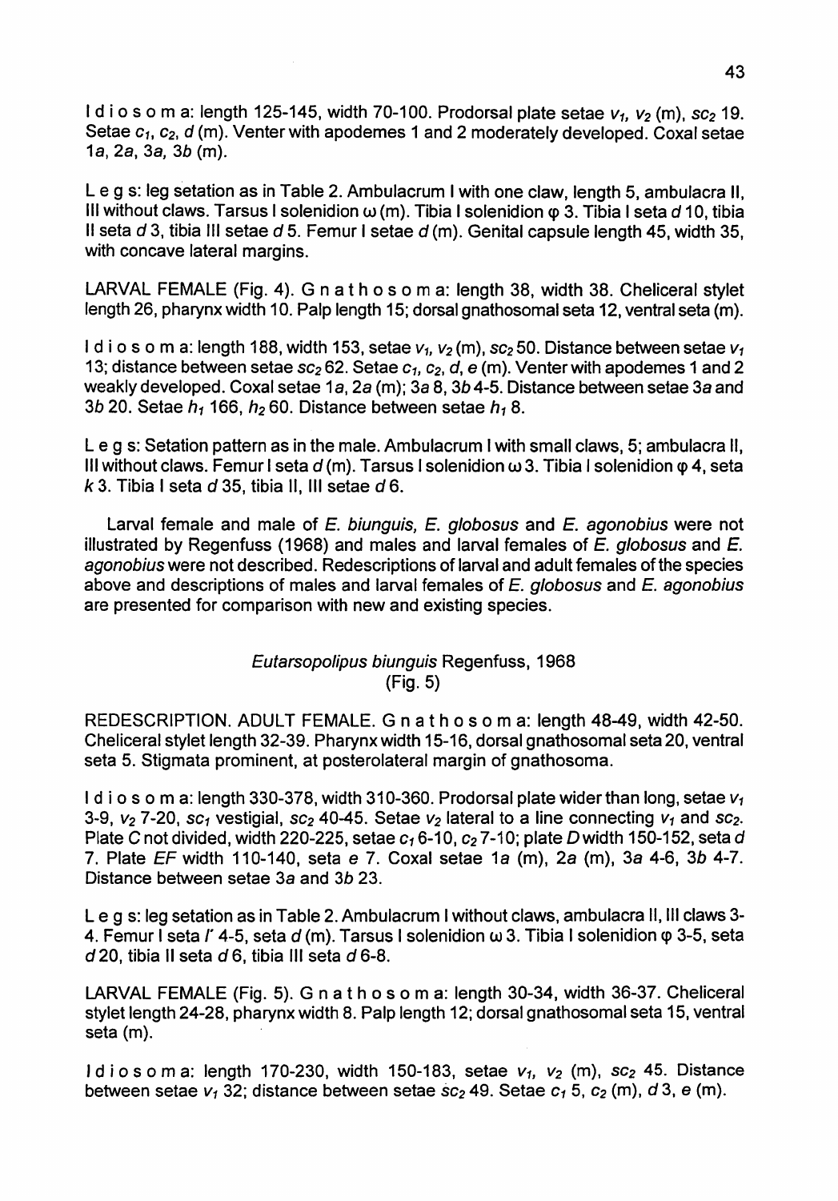I d i o s o m a: length 125-145, width 70-100. Prodorsal plate setae $v_1$, $v_2$ (m), $sc_2$ 19. Setae $c_1$, $c_2$, $d$ (m). Venter with apodemes 1 and 2 moderately developed. Coxal setae 1$a$, 2$a$, 3$a$, 3$b$ (m).

L e g s: leg setation as in Table 2. Ambulacrum I with one claw, length 5, ambulacra II, III without claws. Tarsus I solenidion ω (m). Tibia I solenidion φ 3. Tibia I seta $d$ 10, tibia II seta $d$ 3, tibia III setae $d$ 5. Femur I setae $d$ (m). Genital capsule length 45, width 35, with concave lateral margins.

LARVAL FEMALE (Fig. 4). G n a t h o s o m a: length 38, width 38. Cheliceral stylet length 26, pharynx width 10. Palp length 15; dorsal gnathosomal seta 12, ventral seta (m).

I d i o s o m a: length 188, width 153, setae $v_1$, $v_2$ (m), $sc_2$ 50. Distance between setae $v_1$ 13; distance between setae $sc_2$ 62. Setae $c_1$, $c_2$, $d$, $e$ (m). Venter with apodemes 1 and 2 weakly developed. Coxal setae 1$a$, 2$a$ (m); 3$a$ 8, 3$b$ 4-5. Distance between setae 3$a$ and 3$b$ 20. Setae $h_1$ 166, $h_2$ 60. Distance between setae $h_1$ 8.

L e g s: Setation pattern as in the male. Ambulacrum I with small claws, 5; ambulacra II, III without claws. Femur I seta $d$ (m). Tarsus I solenidion ω 3. Tibia I solenidion φ 4, seta $k$ 3. Tibia I seta $d$ 35, tibia II, III setae $d$ 6.

Larval female and male of *E. biunguis*, *E. globosus* and *E. agonobius* were not illustrated by Regenfuss (1968) and males and larval females of *E. globosus* and *E. agonobius* were not described. Redescriptions of larval and adult females of the species above and descriptions of males and larval females of *E. globosus* and *E. agonobius* are presented for comparison with new and existing species.

### *Eutarsopolipus biunguis* Regenfuss, 1968
(Fig. 5)

REDESCRIPTION. ADULT FEMALE. G n a t h o s o m a: length 48-49, width 42-50. Cheliceral stylet length 32-39. Pharynx width 15-16, dorsal gnathosomal seta 20, ventral seta 5. Stigmata prominent, at posterolateral margin of gnathosoma.

I d i o s o m a: length 330-378, width 310-360. Prodorsal plate wider than long, setae $v_1$ 3-9, $v_2$ 7-20, $sc_1$ vestigial, $sc_2$ 40-45. Setae $v_2$ lateral to a line connecting $v_1$ and $sc_2$. Plate $C$ not divided, width 220-225, setae $c_1$ 6-10, $c_2$ 7-10; plate $D$ width 150-152, seta $d$ 7. Plate $EF$ width 110-140, seta $e$ 7. Coxal setae 1$a$ (m), 2$a$ (m), 3$a$ 4-6, 3$b$ 4-7. Distance between setae 3$a$ and 3$b$ 23.

L e g s: leg setation as in Table 2. Ambulacrum I without claws, ambulacra II, III claws 3-4. Femur I seta $l'$ 4-5, seta $d$ (m). Tarsus I solenidion ω 3. Tibia I solenidion φ 3-5, seta $d$ 20, tibia II seta $d$ 6, tibia III seta $d$ 6-8.

LARVAL FEMALE (Fig. 5). G n a t h o s o m a: length 30-34, width 36-37. Cheliceral stylet length 24-28, pharynx width 8. Palp length 12; dorsal gnathosomal seta 15, ventral seta (m).

I d i o s o m a: length 170-230, width 150-183, setae $v_1$, $v_2$ (m), $sc_2$ 45. Distance between setae $v_1$ 32; distance between setae $sc_2$ 49. Setae $c_1$ 5, $c_2$ (m), $d$ 3, $e$ (m).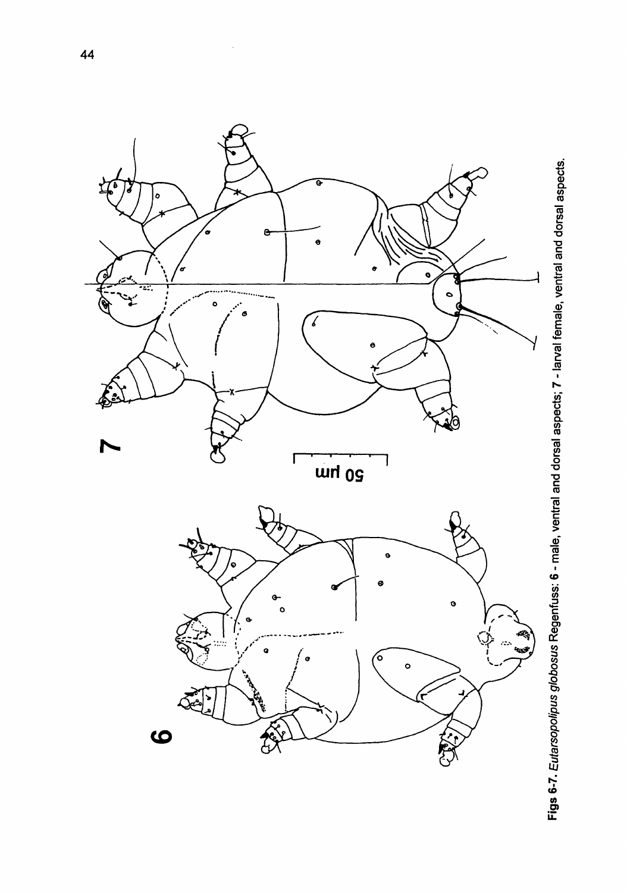**Figs 6-7.** *Eutarsopolipus globosus* Regenfuss: **6** - male, ventral and dorsal aspects; **7** - larval female, ventral and dorsal aspects.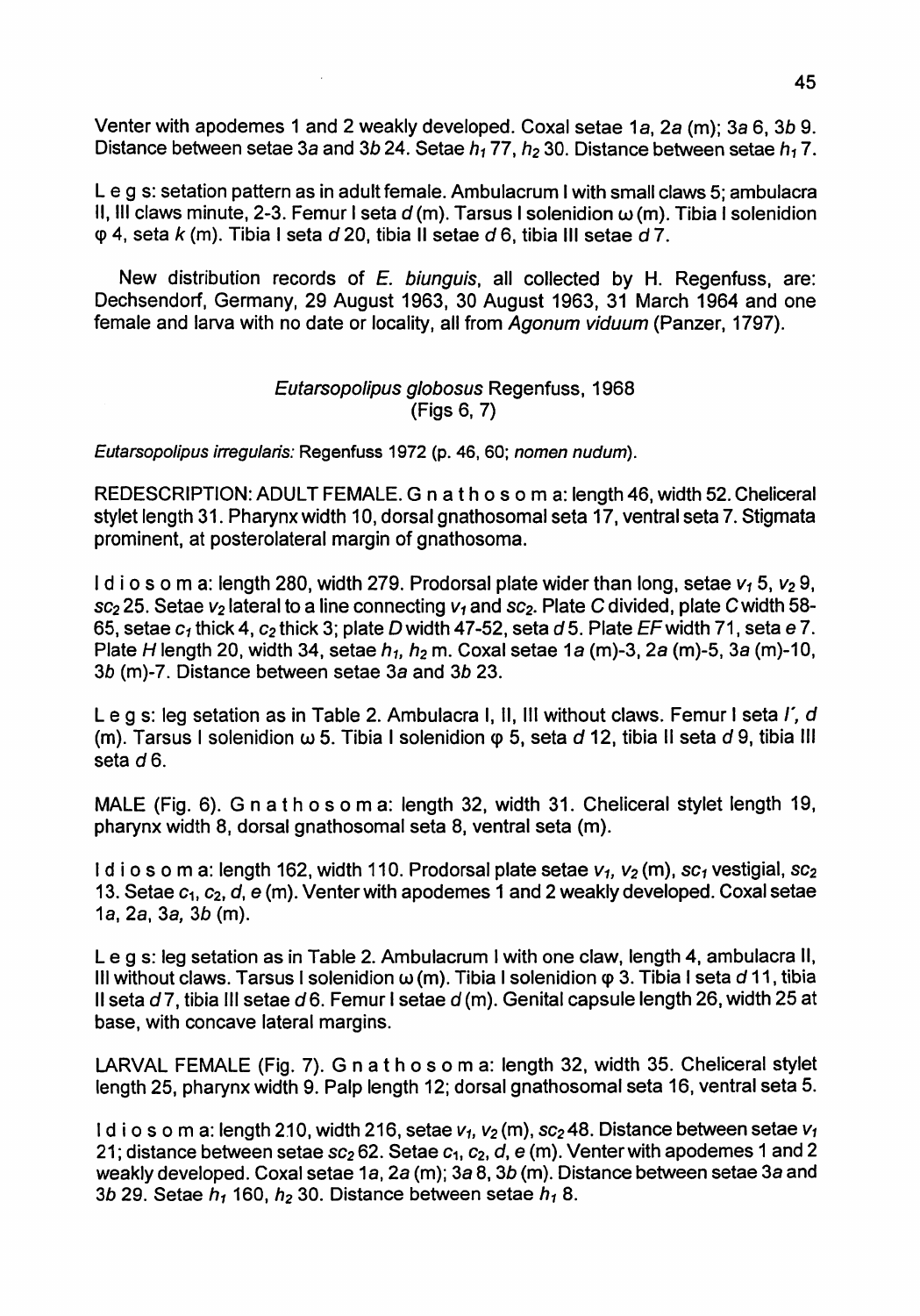Venter with apodemes 1 and 2 weakly developed. Coxal setae *1a*, *2a* (m); *3a* 6, *3b* 9. Distance between setae *3a* and *3b* 24. Setae $h_1$ 77, $h_2$ 30. Distance between setae $h_1$ 7.

L e g s: setation pattern as in adult female. Ambulacrum I with small claws 5; ambulacra II, III claws minute, 2-3. Femur I seta *d* (m). Tarsus I solenidion ω (m). Tibia I solenidion φ 4, seta *k* (m). Tibia I seta *d* 20, tibia II setae *d* 6, tibia III setae *d* 7.

New distribution records of *E. biunguis*, all collected by H. Regenfuss, are: Dechsendorf, Germany, 29 August 1963, 30 August 1963, 31 March 1964 and one female and larva with no date or locality, all from *Agonum viduum* (Panzer, 1797).

## *Eutarsopolipus globosus* Regenfuss, 1968
(Figs 6, 7)

*Eutarsopolipus irregularis*: Regenfuss 1972 (p. 46, 60; *nomen nudum*).

REDESCRIPTION: ADULT FEMALE. G n a t h o s o m a: length 46, width 52. Cheliceral stylet length 31. Pharynx width 10, dorsal gnathosomal seta 17, ventral seta 7. Stigmata prominent, at posterolateral margin of gnathosoma.

I d i o s o m a: length 280, width 279. Prodorsal plate wider than long, setae $v_1$ 5, $v_2$ 9, $sc_2$ 25. Setae $v_2$ lateral to a line connecting $v_1$ and $sc_2$. Plate *C* divided, plate *C* width 58-65, setae $c_1$ thick 4, $c_2$ thick 3; plate *D* width 47-52, seta *d* 5. Plate *EF* width 71, seta *e* 7. Plate *H* length 20, width 34, setae $h_1$, $h_2$ m. Coxal setae *1a* (m)-3, *2a* (m)-5, *3a* (m)-10, *3b* (m)-7. Distance between setae *3a* and *3b* 23.

L e g s: leg setation as in Table 2. Ambulacra I, II, III without claws. Femur I seta *l'*, *d* (m). Tarsus I solenidion ω 5. Tibia I solenidion φ 5, seta *d* 12, tibia II seta *d* 9, tibia III seta *d* 6.

MALE (Fig. 6). G n a t h o s o m a: length 32, width 31. Cheliceral stylet length 19, pharynx width 8, dorsal gnathosomal seta 8, ventral seta (m).

I d i o s o m a: length 162, width 110. Prodorsal plate setae $v_1$, $v_2$ (m), $sc_1$ vestigial, $sc_2$ 13. Setae $c_1$, $c_2$, *d*, *e* (m). Venter with apodemes 1 and 2 weakly developed. Coxal setae *1a*, *2a*, *3a*, *3b* (m).

L e g s: leg setation as in Table 2. Ambulacrum I with one claw, length 4, ambulacra II, III without claws. Tarsus I solenidion ω (m). Tibia I solenidion φ 3. Tibia I seta *d* 11, tibia II seta *d* 7, tibia III setae *d* 6. Femur I setae *d* (m). Genital capsule length 26, width 25 at base, with concave lateral margins.

LARVAL FEMALE (Fig. 7). G n a t h o s o m a: length 32, width 35. Cheliceral stylet length 25, pharynx width 9. Palp length 12; dorsal gnathosomal seta 16, ventral seta 5.

I d i o s o m a: length 210, width 216, setae $v_1$, $v_2$ (m), $sc_2$ 48. Distance between setae $v_1$ 21; distance between setae $sc_2$ 62. Setae $c_1$, $c_2$, *d*, *e* (m). Venter with apodemes 1 and 2 weakly developed. Coxal setae *1a*, *2a* (m); *3a* 8, *3b* (m). Distance between setae *3a* and *3b* 29. Setae $h_1$ 160, $h_2$ 30. Distance between setae $h_1$ 8.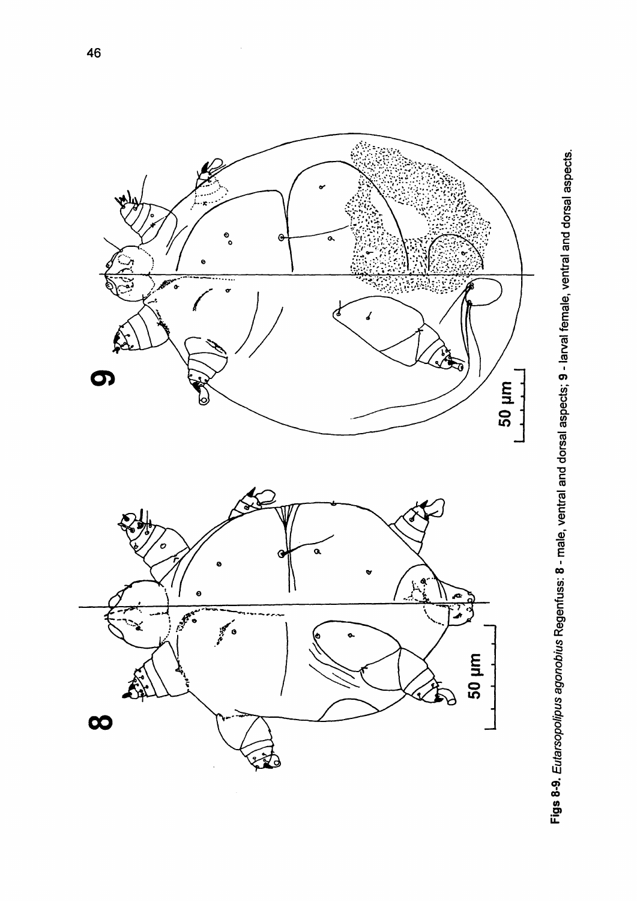**Figs 8-9.** *Eutarsopolipus agonobius* Regenfuss: **8** - male, ventral and dorsal aspects; **9** - larval female, ventral and dorsal aspects.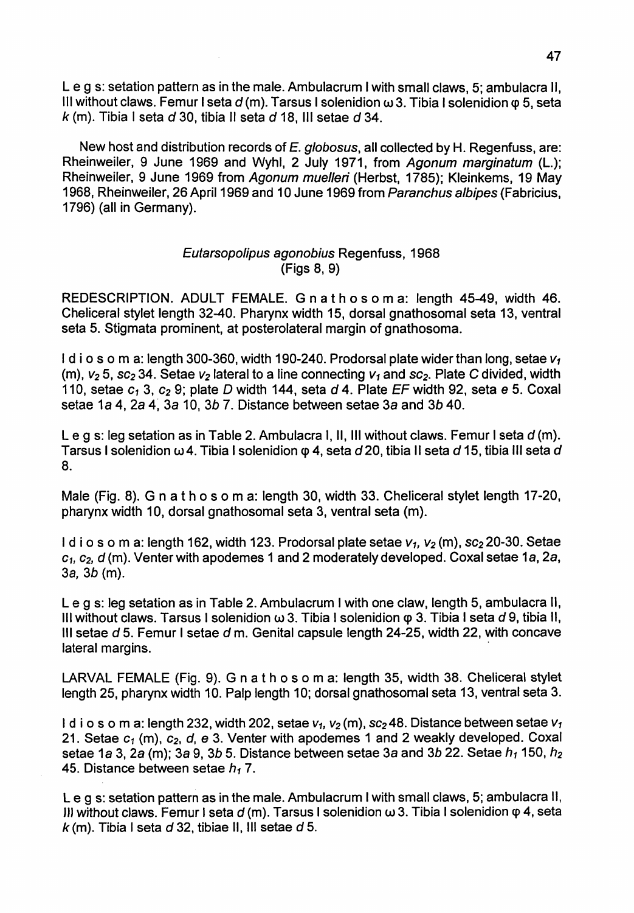L e g s: setation pattern as in the male. Ambulacrum I with small claws, 5; ambulacra II, III without claws. Femur I seta *d* (m). Tarsus I solenidion ω 3. Tibia I solenidion φ 5, seta *k* (m). Tibia I seta *d* 30, tibia II seta *d* 18, III setae *d* 34.

New host and distribution records of *E. globosus*, all collected by H. Regenfuss, are: Rheinweiler, 9 June 1969 and Wyhl, 2 July 1971, from *Agonum marginatum* (L.); Rheinweiler, 9 June 1969 from *Agonum muelleri* (Herbst, 1785); Kleinkems, 19 May 1968, Rheinweiler, 26 April 1969 and 10 June 1969 from *Paranchus albipes* (Fabricius, 1796) (all in Germany).

### *Eutarsopolipus agonobius* Regenfuss, 1968 (Figs 8, 9)

REDESCRIPTION. ADULT FEMALE. G n a t h o s o m a: length 45-49, width 46. Cheliceral stylet length 32-40. Pharynx width 15, dorsal gnathosomal seta 13, ventral seta 5. Stigmata prominent, at posterolateral margin of gnathosoma.

I d i o s o m a: length 300-360, width 190-240. Prodorsal plate wider than long, setae $v_1$ (m), $v_2$ 5, $sc_2$ 34. Setae $v_2$ lateral to a line connecting $v_1$ and $sc_2$. Plate *C* divided, width 110, setae $c_1$ 3, $c_2$ 9; plate *D* width 144, seta *d* 4. Plate *EF* width 92, seta *e* 5. Coxal setae 1*a* 4, 2*a* 4, 3*a* 10, 3*b* 7. Distance between setae 3*a* and 3*b* 40.

L e g s: leg setation as in Table 2. Ambulacra I, II, III without claws. Femur I seta *d* (m). Tarsus I solenidion ω 4. Tibia I solenidion φ 4, seta *d* 20, tibia II seta *d* 15, tibia III seta *d* 8.

Male (Fig. 8). G n a t h o s o m a: length 30, width 33. Cheliceral stylet length 17-20, pharynx width 10, dorsal gnathosomal seta 3, ventral seta (m).

I d i o s o m a: length 162, width 123. Prodorsal plate setae $v_1$, $v_2$ (m), $sc_2$ 20-30. Setae $c_1$, $c_2$, *d* (m). Venter with apodemes 1 and 2 moderately developed. Coxal setae 1*a*, 2*a*, 3*a*, 3*b* (m).

L e g s: leg setation as in Table 2. Ambulacrum I with one claw, length 5, ambulacra II, III without claws. Tarsus I solenidion ω 3. Tibia I solenidion φ 3. Tibia I seta *d* 9, tibia II, III setae *d* 5. Femur I setae *d* m. Genital capsule length 24-25, width 22, with concave lateral margins.

LARVAL FEMALE (Fig. 9). G n a t h o s o m a: length 35, width 38. Cheliceral stylet length 25, pharynx width 10. Palp length 10; dorsal gnathosomal seta 13, ventral seta 3.

I d i o s o m a: length 232, width 202, setae $v_1$, $v_2$ (m), $sc_2$ 48. Distance between setae $v_1$ 21. Setae $c_1$ (m), $c_2$, *d*, *e* 3. Venter with apodemes 1 and 2 weakly developed. Coxal setae 1*a* 3, 2*a* (m); 3*a* 9, 3*b* 5. Distance between setae 3*a* and 3*b* 22. Setae $h_1$ 150, $h_2$ 45. Distance between setae $h_1$ 7.

L e g s: setation pattern as in the male. Ambulacrum I with small claws, 5; ambulacra II, III without claws. Femur I seta *d* (m). Tarsus I solenidion ω 3. Tibia I solenidion φ 4, seta *k* (m). Tibia I seta *d* 32, tibiae II, III setae *d* 5.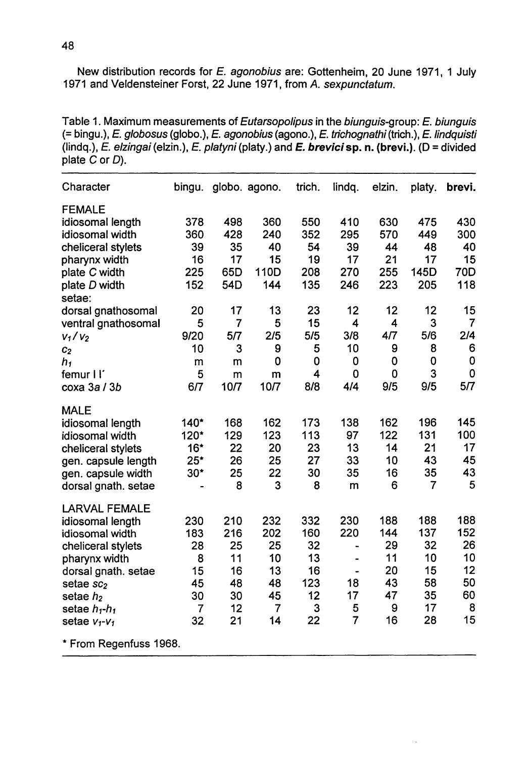New distribution records for *E. agonobius* are: Gottenheim, 20 June 1971, 1 July 1971 and Veldensteiner Forst, 22 June 1971, from *A. sexpunctatum*.

Table 1. Maximum measurements of *Eutarsopolipus* in the *biunguis*-group: *E. biunguis* (= bingu.), *E. globosus* (globo.), *E. agonobius* (agono.), *E. trichognathi* (trich.), *E. lindquisti* (lindq.), *E. elzingai* (elzin.), *E. platyni* (platy.) and ***E. brevici* sp. n. (brevi.)**. (D = divided plate *C* or *D*).

| Character | bingu. | globo. | agono. | trich. | lindq. | elzin. | platy. | **brevi.** |
|---|---|---|---|---|---|---|---|---|
| FEMALE | | | | | | | | |
| idiosomal length | 378 | 498 | 360 | 550 | 410 | 630 | 475 | 430 |
| idiosomal width | 360 | 428 | 240 | 352 | 295 | 570 | 449 | 300 |
| cheliceral stylets | 39 | 35 | 40 | 54 | 39 | 44 | 48 | 40 |
| pharynx width | 16 | 17 | 15 | 19 | 17 | 21 | 17 | 15 |
| plate *C* width | 225 | 65D | 110D | 208 | 270 | 255 | 145D | 70D |
| plate *D* width | 152 | 54D | 144 | 135 | 246 | 223 | 205 | 118 |
| setae: | | | | | | | | |
| dorsal gnathosomal | 20 | 17 | 13 | 23 | 12 | 12 | 12 | 15 |
| ventral gnathosomal | 5 | 7 | 5 | 15 | 4 | 4 | 3 | 7 |
| $v_1$ / $v_2$ | 9/20 | 5/7 | 2/5 | 5/5 | 3/8 | 4/7 | 5/6 | 2/4 |
| $c_2$ | 10 | 3 | 9 | 5 | 10 | 9 | 8 | 6 |
| $h_1$ | m | m | 0 | 0 | 0 | 0 | 0 | 0 |
| femur I l′ | 5 | m | m | 4 | 0 | 0 | 3 | 0 |
| coxa 3*a* / 3*b* | 6/7 | 10/7 | 10/7 | 8/8 | 4/4 | 9/5 | 9/5 | 5/7 |
| MALE | | | | | | | | |
| idiosomal length | 140* | 168 | 162 | 173 | 138 | 162 | 196 | 145 |
| idiosomal width | 120* | 129 | 123 | 113 | 97 | 122 | 131 | 100 |
| cheliceral stylets | 16* | 22 | 20 | 23 | 13 | 14 | 21 | 17 |
| gen. capsule length | 25* | 26 | 25 | 27 | 33 | 10 | 43 | 45 |
| gen. capsule width | 30* | 25 | 22 | 30 | 35 | 16 | 35 | 43 |
| dorsal gnath. setae | - | 8 | 3 | 8 | m | 6 | 7 | 5 |
| LARVAL FEMALE | | | | | | | | |
| idiosomal length | 230 | 210 | 232 | 332 | 230 | 188 | 188 | 188 |
| idiosomal width | 183 | 216 | 202 | 160 | 220 | 144 | 137 | 152 |
| cheliceral stylets | 28 | 25 | 25 | 32 | - | 29 | 32 | 26 |
| pharynx width | 8 | 11 | 10 | 13 | - | 11 | 10 | 10 |
| dorsal gnath. setae | 15 | 16 | 13 | 16 | - | 20 | 15 | 12 |
| setae $sc_2$ | 45 | 48 | 48 | 123 | 18 | 43 | 58 | 50 |
| setae $h_2$ | 30 | 30 | 45 | 12 | 17 | 47 | 35 | 60 |
| setae $h_1$-$h_1$ | 7 | 12 | 7 | 3 | 5 | 9 | 17 | 8 |
| setae $v_1$-$v_1$ | 32 | 21 | 14 | 22 | 7 | 16 | 28 | 15 |

\* From Regenfuss 1968.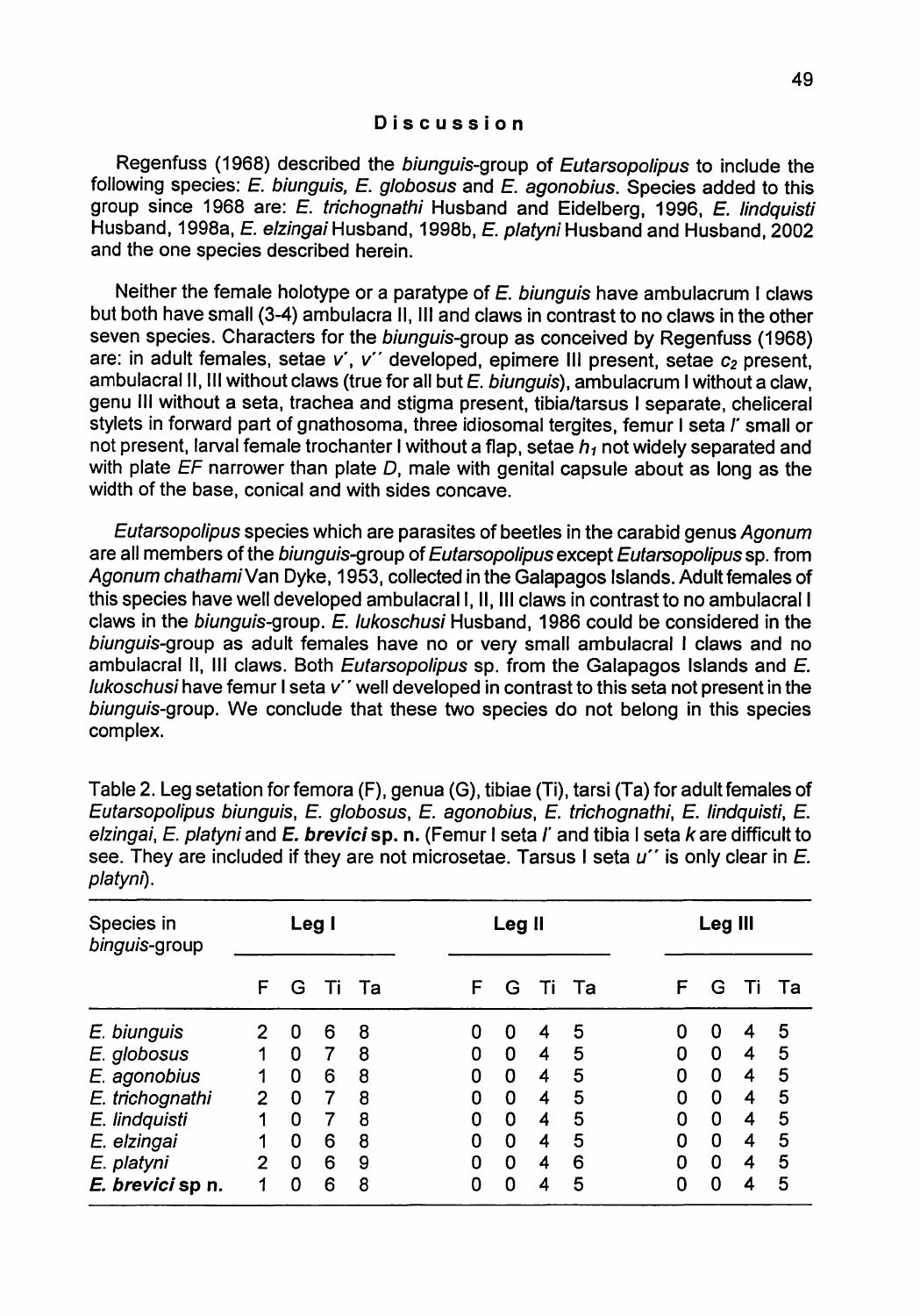## Discussion

Regenfuss (1968) described the *biunguis*-group of *Eutarsopolipus* to include the following species: *E. biunguis, E. globosus* and *E. agonobius*. Species added to this group since 1968 are: *E. trichognathi* Husband and Eidelberg, 1996, *E. lindquisti* Husband, 1998a, *E. elzingai* Husband, 1998b, *E. platyni* Husband and Husband, 2002 and the one species described herein.

Neither the female holotype or a paratype of *E. biunguis* have ambulacrum I claws but both have small (3-4) ambulacra II, III and claws in contrast to no claws in the other seven species. Characters for the *biunguis*-group as conceived by Regenfuss (1968) are: in adult females, setae *v´*, *v´´* developed, epimere III present, setae $c_2$ present, ambulacral II, III without claws (true for all but *E. biunguis*), ambulacrum I without a claw, genu III without a seta, trachea and stigma present, tibia/tarsus I separate, cheliceral stylets in forward part of gnathosoma, three idiosomal tergites, femur I seta *l´* small or not present, larval female trochanter I without a flap, setae $h_1$ not widely separated and with plate *EF* narrower than plate *D*, male with genital capsule about as long as the width of the base, conical and with sides concave.

*Eutarsopolipus* species which are parasites of beetles in the carabid genus *Agonum* are all members of the *biunguis*-group of *Eutarsopolipus* except *Eutarsopolipus* sp. from *Agonum chathami* Van Dyke, 1953, collected in the Galapagos Islands. Adult females of this species have well developed ambulacral I, II, III claws in contrast to no ambulacral I claws in the *biunguis*-group. *E. lukoschusi* Husband, 1986 could be considered in the *biunguis*-group as adult females have no or very small ambulacral I claws and no ambulacral II, III claws. Both *Eutarsopolipus* sp. from the Galapagos Islands and *E. lukoschusi* have femur I seta *v´´* well developed in contrast to this seta not present in the *biunguis*-group. We conclude that these two species do not belong in this species complex.

Table 2. Leg setation for femora (F), genua (G), tibiae (Ti), tarsi (Ta) for adult females of *Eutarsopolipus biunguis*, *E. globosus*, *E. agonobius*, *E. trichognathi*, *E. lindquisti*, *E. elzingai*, *E. platyni* and ***E. brevici* sp. n.** (Femur I seta *l´* and tibia I seta *k* are difficult to see. They are included if they are not microsetae. Tarsus I seta *u´´* is only clear in *E. platyni*).

| Species in *binguis*-group | Leg I | | | | Leg II | | | | Leg III | | | |
|---|---|---|---|---|---|---|---|---|---|---|---|---|
| | F | G | Ti | Ta | F | G | Ti | Ta | F | G | Ti | Ta |
| *E. biunguis* | 2 | 0 | 6 | 8 | 0 | 0 | 4 | 5 | 0 | 0 | 4 | 5 |
| *E. globosus* | 1 | 0 | 7 | 8 | 0 | 0 | 4 | 5 | 0 | 0 | 4 | 5 |
| *E. agonobius* | 1 | 0 | 6 | 8 | 0 | 0 | 4 | 5 | 0 | 0 | 4 | 5 |
| *E. trichognathi* | 2 | 0 | 7 | 8 | 0 | 0 | 4 | 5 | 0 | 0 | 4 | 5 |
| *E. lindquisti* | 1 | 0 | 7 | 8 | 0 | 0 | 4 | 5 | 0 | 0 | 4 | 5 |
| *E. elzingai* | 1 | 0 | 6 | 8 | 0 | 0 | 4 | 5 | 0 | 0 | 4 | 5 |
| *E. platyni* | 2 | 0 | 6 | 9 | 0 | 0 | 4 | 6 | 0 | 0 | 4 | 5 |
| ***E. brevici* sp n.** | 1 | 0 | 6 | 8 | 0 | 0 | 4 | 5 | 0 | 0 | 4 | 5 |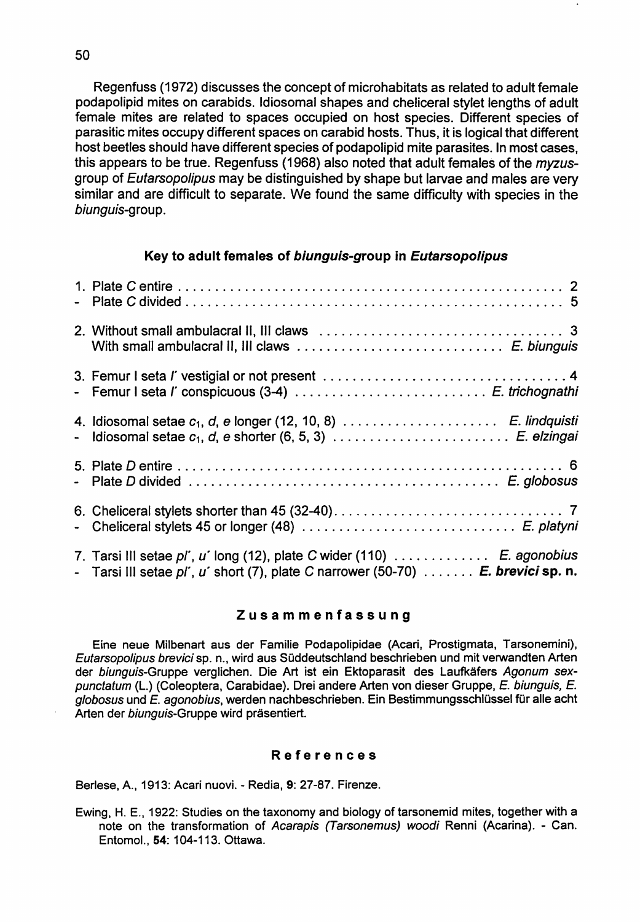Regenfuss (1972) discusses the concept of microhabitats as related to adult female podapolipid mites on carabids. Idiosomal shapes and cheliceral stylet lengths of adult female mites are related to spaces occupied on host species. Different species of parasitic mites occupy different spaces on carabid hosts. Thus, it is logical that different host beetles should have different species of podapolipid mite parasites. In most cases, this appears to be true. Regenfuss (1968) also noted that adult females of the *myzus*-group of *Eutarsopolipus* may be distinguished by shape but larvae and males are very similar and are difficult to separate. We found the same difficulty with species in the *biunguis*-group.

### Key to adult females of *biunguis*-group in *Eutarsopolipus*

1. Plate *C* entire . . . . . . . . . . . . . . . . . . . . . . . . . . . . . . . . . . . . . . . . . . . . . . . . 2
- Plate *C* divided . . . . . . . . . . . . . . . . . . . . . . . . . . . . . . . . . . . . . . . . . . . . . . . 5

2. Without small ambulacral II, III claws . . . . . . . . . . . . . . . . . . . . . . . . . . . . . . . . 3
With small ambulacral II, III claws . . . . . . . . . . . . . . . . . . . . . . . . . . . . *E. biunguis*

3. Femur I seta *l′* vestigial or not present . . . . . . . . . . . . . . . . . . . . . . . . . . . . . . . . 4
- Femur I seta *l′* conspicuous (3-4) . . . . . . . . . . . . . . . . . . . . . . . . . . *E. trichognathi*

4. Idiosomal setae $c_1$, *d*, *e* longer (12, 10, 8) . . . . . . . . . . . . . . . . . . . . . *E. lindquisti*
- Idiosomal setae $c_1$, *d*, *e* shorter (6, 5, 3) . . . . . . . . . . . . . . . . . . . . . . . . . *E. elzingai*

5. Plate *D* entire . . . . . . . . . . . . . . . . . . . . . . . . . . . . . . . . . . . . . . . . . . . . . . . . 6
- Plate *D* divided . . . . . . . . . . . . . . . . . . . . . . . . . . . . . . . . . . . . . . . . . . *E. globosus*

6. Cheliceral stylets shorter than 45 (32-40). . . . . . . . . . . . . . . . . . . . . . . . . . . . . . . 7
- Cheliceral stylets 45 or longer (48) . . . . . . . . . . . . . . . . . . . . . . . . . . . . . *E. platyni*

7. Tarsi III setae *pl′*, *u′* long (12), plate *C* wider (110) . . . . . . . . . . . . . *E. agonobius*
- Tarsi III setae *pl′*, *u′* short (7), plate *C* narrower (50-70) . . . . . . . ***E. brevici* sp. n.**

### Zusammenfassung

Eine neue Milbenart aus der Familie Podapolipidae (Acari, Prostigmata, Tarsonemini), *Eutarsopolipus brevici* sp. n., wird aus Süddeutschland beschrieben und mit verwandten Arten der *biunguis*-Gruppe verglichen. Die Art ist ein Ektoparasit des Laufkäfers *Agonum sexpunctatum* (L.) (Coleoptera, Carabidae). Drei andere Arten von dieser Gruppe, *E. biunguis*, *E. globosus* und *E. agonobius*, werden nachbeschrieben. Ein Bestimmungsschlüssel für alle acht Arten der *biunguis*-Gruppe wird präsentiert.

### References

Berlese, A., 1913: Acari nuovi. - Redia, **9**: 27-87. Firenze.

Ewing, H. E., 1922: Studies on the taxonomy and biology of tarsonemid mites, together with a note on the transformation of *Acarapis (Tarsonemus) woodi* Renni (Acarina). - Can. Entomol., **54**: 104-113. Ottawa.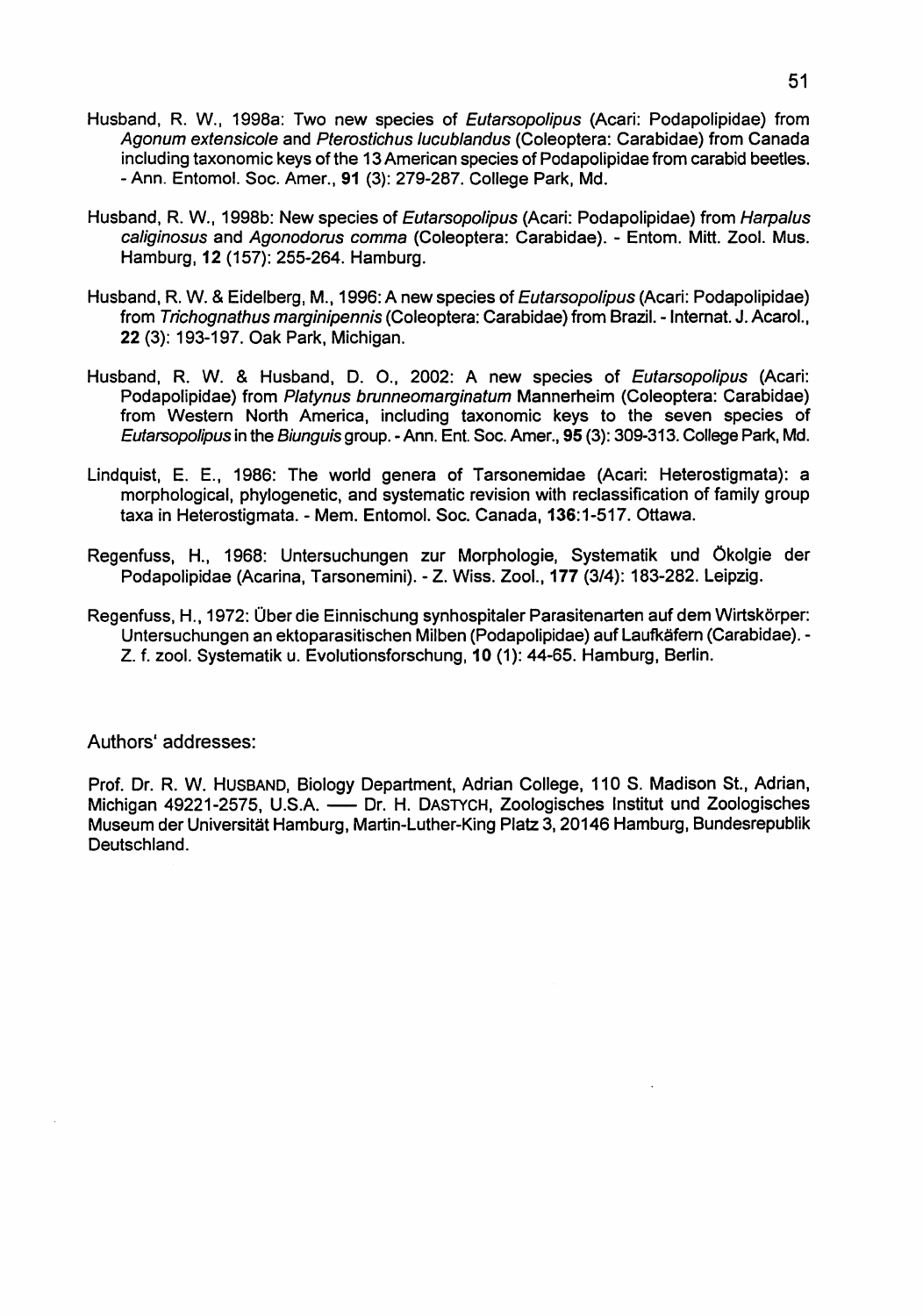Husband, R. W., 1998a: Two new species of *Eutarsopolipus* (Acari: Podapolipidae) from *Agonum extensicole* and *Pterostichus lucublandus* (Coleoptera: Carabidae) from Canada including taxonomic keys of the 13 American species of Podapolipidae from carabid beetles. - Ann. Entomol. Soc. Amer., **91** (3): 279-287. College Park, Md.

Husband, R. W., 1998b: New species of *Eutarsopolipus* (Acari: Podapolipidae) from *Harpalus caliginosus* and *Agonodorus comma* (Coleoptera: Carabidae). - Entom. Mitt. Zool. Mus. Hamburg, **12** (157): 255-264. Hamburg.

Husband, R. W. & Eidelberg, M., 1996: A new species of *Eutarsopolipus* (Acari: Podapolipidae) from *Trichognathus marginipennis* (Coleoptera: Carabidae) from Brazil. - Internat. J. Acarol., **22** (3): 193-197. Oak Park, Michigan.

Husband, R. W. & Husband, D. O., 2002: A new species of *Eutarsopolipus* (Acari: Podapolipidae) from *Platynus brunneomarginatum* Mannerheim (Coleoptera: Carabidae) from Western North America, including taxonomic keys to the seven species of *Eutarsopolipus* in the *Biunguis* group. - Ann. Ent. Soc. Amer., **95** (3): 309-313. College Park, Md.

Lindquist, E. E., 1986: The world genera of Tarsonemidae (Acari: Heterostigmata): a morphological, phylogenetic, and systematic revision with reclassification of family group taxa in Heterostigmata. - Mem. Entomol. Soc. Canada, **136**:1-517. Ottawa.

Regenfuss, H., 1968: Untersuchungen zur Morphologie, Systematik und Ökolgie der Podapolipidae (Acarina, Tarsonemini). - Z. Wiss. Zool., **177** (3/4): 183-282. Leipzig.

Regenfuss, H., 1972: Über die Einnischung synhospitaler Parasitenarten auf dem Wirtskörper: Untersuchungen an ektoparasitischen Milben (Podapolipidae) auf Laufkäfern (Carabidae). - Z. f. zool. Systematik u. Evolutionsforschung, **10** (1): 44-65. Hamburg, Berlin.

## Authors' addresses:

Prof. Dr. R. W. HUSBAND, Biology Department, Adrian College, 110 S. Madison St., Adrian, Michigan 49221-2575, U.S.A. —— Dr. H. DASTYCH, Zoologisches Institut und Zoologisches Museum der Universität Hamburg, Martin-Luther-King Platz 3, 20146 Hamburg, Bundesrepublik Deutschland.